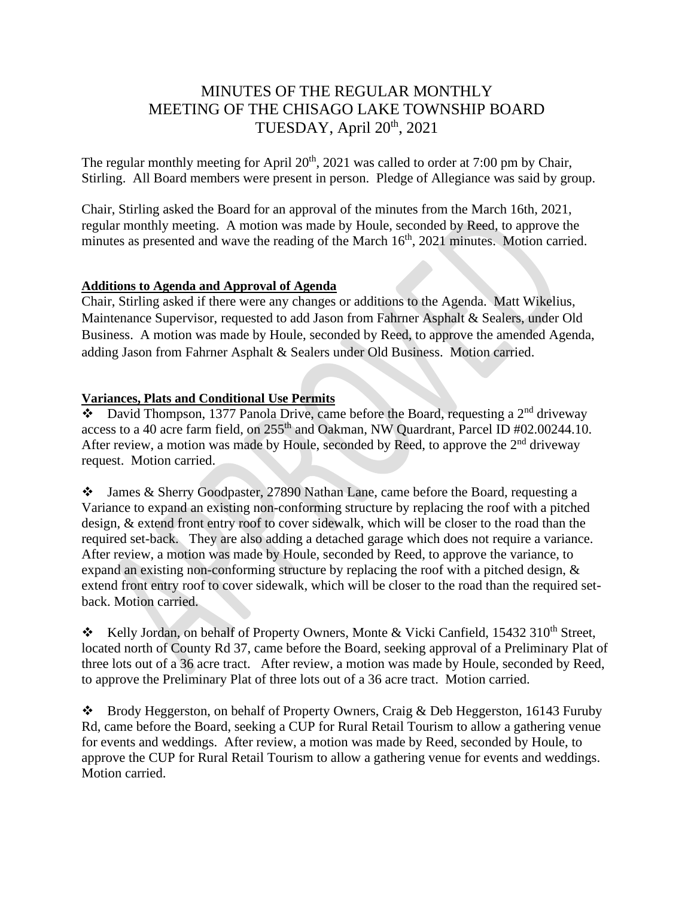# MINUTES OF THE REGULAR MONTHLY MEETING OF THE CHISAGO LAKE TOWNSHIP BOARD TUESDAY, April 20th, 2021

The regular monthly meeting for April 20th, 2021 was called to order at 7:00 pm by Chair, Stirling. All Board members were present in person. Pledge of Allegiance was said by group.

Chair, Stirling asked the Board for an approval of the minutes from the March 16th, 2021, regular monthly meeting. A motion was made by Houle, seconded by Reed, to approve the minutes as presented and wave the reading of the March 16th, 2021 minutes. Motion carried.

**Additions to Agenda and Approval of Agenda**

Chair, Stirling asked if there were any changes or additions to the Agenda. Matt Wikelius, Maintenance Supervisor, requested to add Jason from Fahrner Asphalt & Sealers, under Old Business. A motion was made by Houle, seconded by Reed, to approve the amended Agenda, adding Jason from Fahrner Asphalt & Sealers under Old Business. Motion carried.

**Variances, Plats and Conditional Use Permits**

❖ David Thompson, 1377 Panola Drive, came before the Board, requesting a 2nd driveway access to a 40 acre farm field, on 255th and Oakman, NW Quardrant, Parcel ID #02.00244.10. After review, a motion was made by Houle, seconded by Reed, to approve the 2nd driveway request. Motion carried.

❖ James & Sherry Goodpaster, 27890 Nathan Lane, came before the Board, requesting a Variance to expand an existing non-conforming structure by replacing the roof with a pitched design, & extend front entry roof to cover sidewalk, which will be closer to the road than the required set-back. They are also adding a detached garage which does not require a variance. After review, a motion was made by Houle, seconded by Reed, to approve the variance, to expand an existing non-conforming structure by replacing the roof with a pitched design, & extend front entry roof to cover sidewalk, which will be closer to the road than the required set-back. Motion carried.

❖ Kelly Jordan, on behalf of Property Owners, Monte & Vicki Canfield, 15432 310th Street, located north of County Rd 37, came before the Board, seeking approval of a Preliminary Plat of three lots out of a 36 acre tract. After review, a motion was made by Houle, seconded by Reed, to approve the Preliminary Plat of three lots out of a 36 acre tract. Motion carried.

❖ Brody Heggerston, on behalf of Property Owners, Craig & Deb Heggerston, 16143 Furuby Rd, came before the Board, seeking a CUP for Rural Retail Tourism to allow a gathering venue for events and weddings. After review, a motion was made by Reed, seconded by Houle, to approve the CUP for Rural Retail Tourism to allow a gathering venue for events and weddings. Motion carried.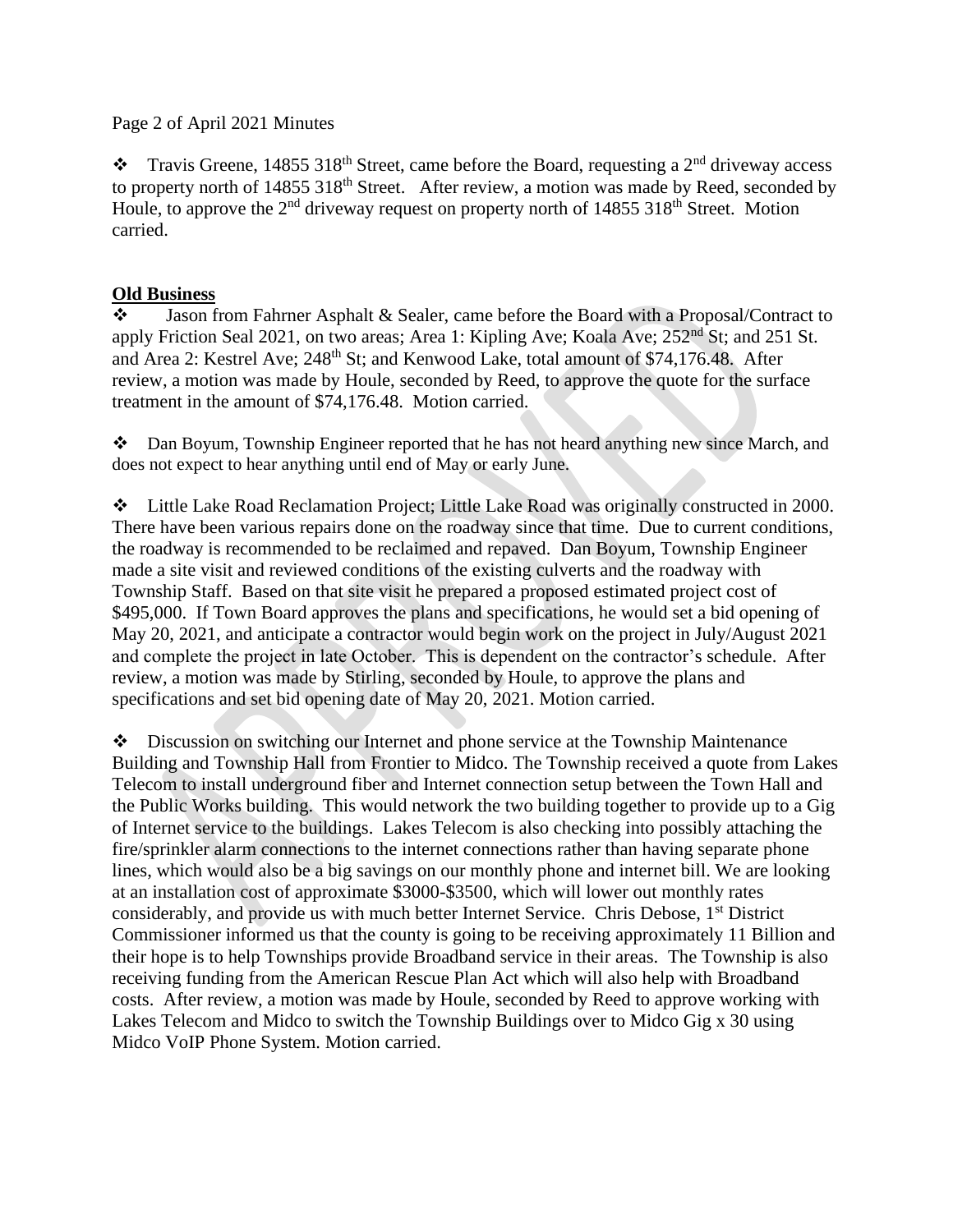Page 2 of April 2021 Minutes

- Travis Greene, 14855 318th Street, came before the Board, requesting a 2nd driveway access to property north of 14855 318th Street. After review, a motion was made by Reed, seconded by Houle, to approve the 2nd driveway request on property north of 14855 318th Street. Motion carried.

**Old Business**

- Jason from Fahrner Asphalt & Sealer, came before the Board with a Proposal/Contract to apply Friction Seal 2021, on two areas; Area 1: Kipling Ave; Koala Ave; 252nd St; and 251 St. and Area 2: Kestrel Ave; 248th St; and Kenwood Lake, total amount of $74,176.48. After review, a motion was made by Houle, seconded by Reed, to approve the quote for the surface treatment in the amount of $74,176.48. Motion carried.

- Dan Boyum, Township Engineer reported that he has not heard anything new since March, and does not expect to hear anything until end of May or early June.

- Little Lake Road Reclamation Project; Little Lake Road was originally constructed in 2000. There have been various repairs done on the roadway since that time. Due to current conditions, the roadway is recommended to be reclaimed and repaved. Dan Boyum, Township Engineer made a site visit and reviewed conditions of the existing culverts and the roadway with Township Staff. Based on that site visit he prepared a proposed estimated project cost of $495,000. If Town Board approves the plans and specifications, he would set a bid opening of May 20, 2021, and anticipate a contractor would begin work on the project in July/August 2021 and complete the project in late October. This is dependent on the contractor's schedule. After review, a motion was made by Stirling, seconded by Houle, to approve the plans and specifications and set bid opening date of May 20, 2021. Motion carried.

- Discussion on switching our Internet and phone service at the Township Maintenance Building and Township Hall from Frontier to Midco. The Township received a quote from Lakes Telecom to install underground fiber and Internet connection setup between the Town Hall and the Public Works building. This would network the two building together to provide up to a Gig of Internet service to the buildings. Lakes Telecom is also checking into possibly attaching the fire/sprinkler alarm connections to the internet connections rather than having separate phone lines, which would also be a big savings on our monthly phone and internet bill. We are looking at an installation cost of approximate $3000-$3500, which will lower out monthly rates considerably, and provide us with much better Internet Service. Chris Debose, 1st District Commissioner informed us that the county is going to be receiving approximately 11 Billion and their hope is to help Townships provide Broadband service in their areas. The Township is also receiving funding from the American Rescue Plan Act which will also help with Broadband costs. After review, a motion was made by Houle, seconded by Reed to approve working with Lakes Telecom and Midco to switch the Township Buildings over to Midco Gig x 30 using Midco VoIP Phone System. Motion carried.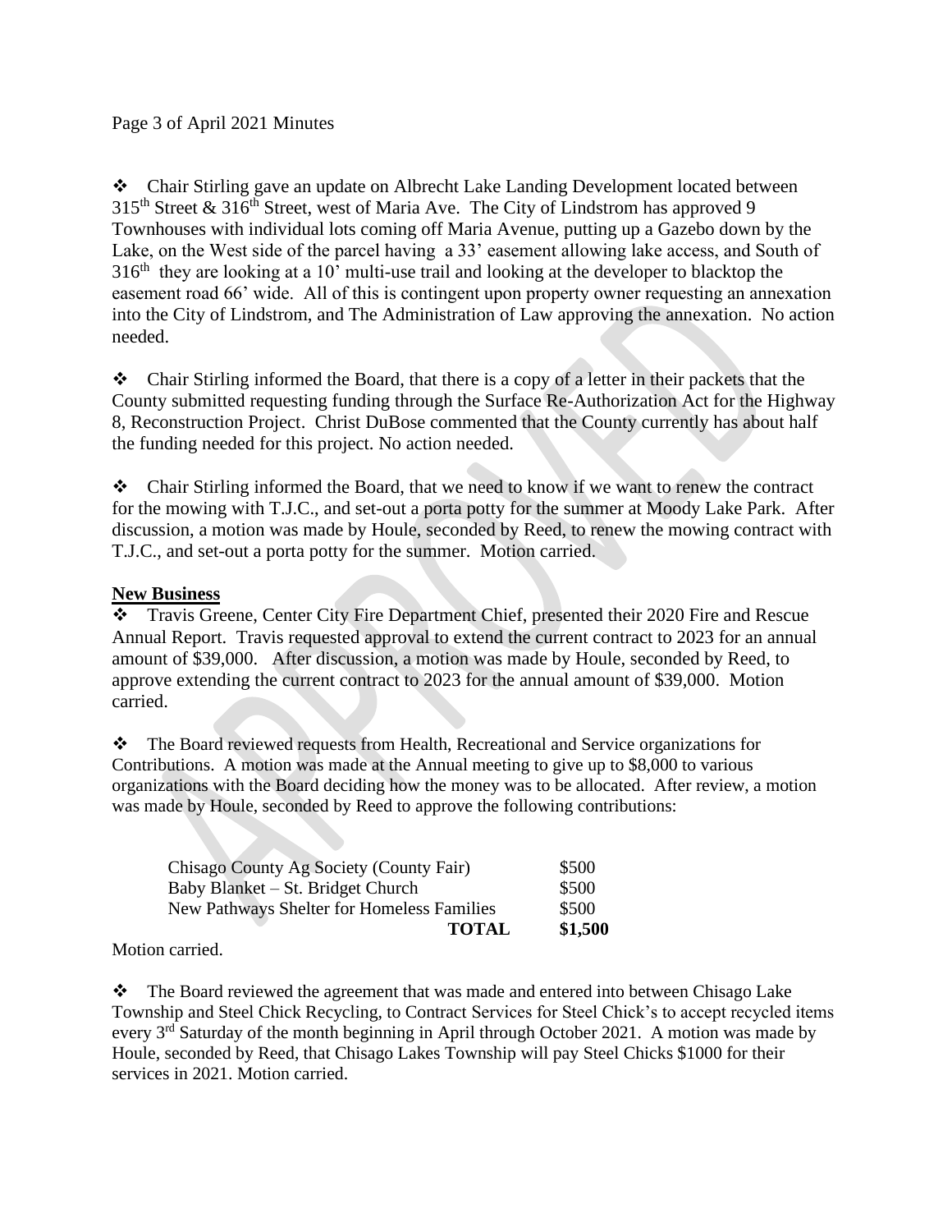❖ Chair Stirling gave an update on Albrecht Lake Landing Development located between 315th Street & 316th Street, west of Maria Ave. The City of Lindstrom has approved 9 Townhouses with individual lots coming off Maria Avenue, putting up a Gazebo down by the Lake, on the West side of the parcel having a 33' easement allowing lake access, and South of 316th they are looking at a 10' multi-use trail and looking at the developer to blacktop the easement road 66' wide. All of this is contingent upon property owner requesting an annexation into the City of Lindstrom, and The Administration of Law approving the annexation. No action needed.

❖ Chair Stirling informed the Board, that there is a copy of a letter in their packets that the County submitted requesting funding through the Surface Re-Authorization Act for the Highway 8, Reconstruction Project. Christ DuBose commented that the County currently has about half the funding needed for this project. No action needed.

❖ Chair Stirling informed the Board, that we need to know if we want to renew the contract for the mowing with T.J.C., and set-out a porta potty for the summer at Moody Lake Park. After discussion, a motion was made by Houle, seconded by Reed, to renew the mowing contract with T.J.C., and set-out a porta potty for the summer. Motion carried.

**New Business**

❖ Travis Greene, Center City Fire Department Chief, presented their 2020 Fire and Rescue Annual Report. Travis requested approval to extend the current contract to 2023 for an annual amount of $39,000. After discussion, a motion was made by Houle, seconded by Reed, to approve extending the current contract to 2023 for the annual amount of $39,000. Motion carried.

❖ The Board reviewed requests from Health, Recreational and Service organizations for Contributions. A motion was made at the Annual meeting to give up to $8,000 to various organizations with the Board deciding how the money was to be allocated. After review, a motion was made by Houle, seconded by Reed to approve the following contributions:

| | |
|---|---|
| Chisago County Ag Society (County Fair) | $500 |
| Baby Blanket – St. Bridget Church | $500 |
| New Pathways Shelter for Homeless Families | $500 |
| **TOTAL** | **$1,500** |

Motion carried.

❖ The Board reviewed the agreement that was made and entered into between Chisago Lake Township and Steel Chick Recycling, to Contract Services for Steel Chick's to accept recycled items every 3rd Saturday of the month beginning in April through October 2021. A motion was made by Houle, seconded by Reed, that Chisago Lakes Township will pay Steel Chicks $1000 for their services in 2021. Motion carried.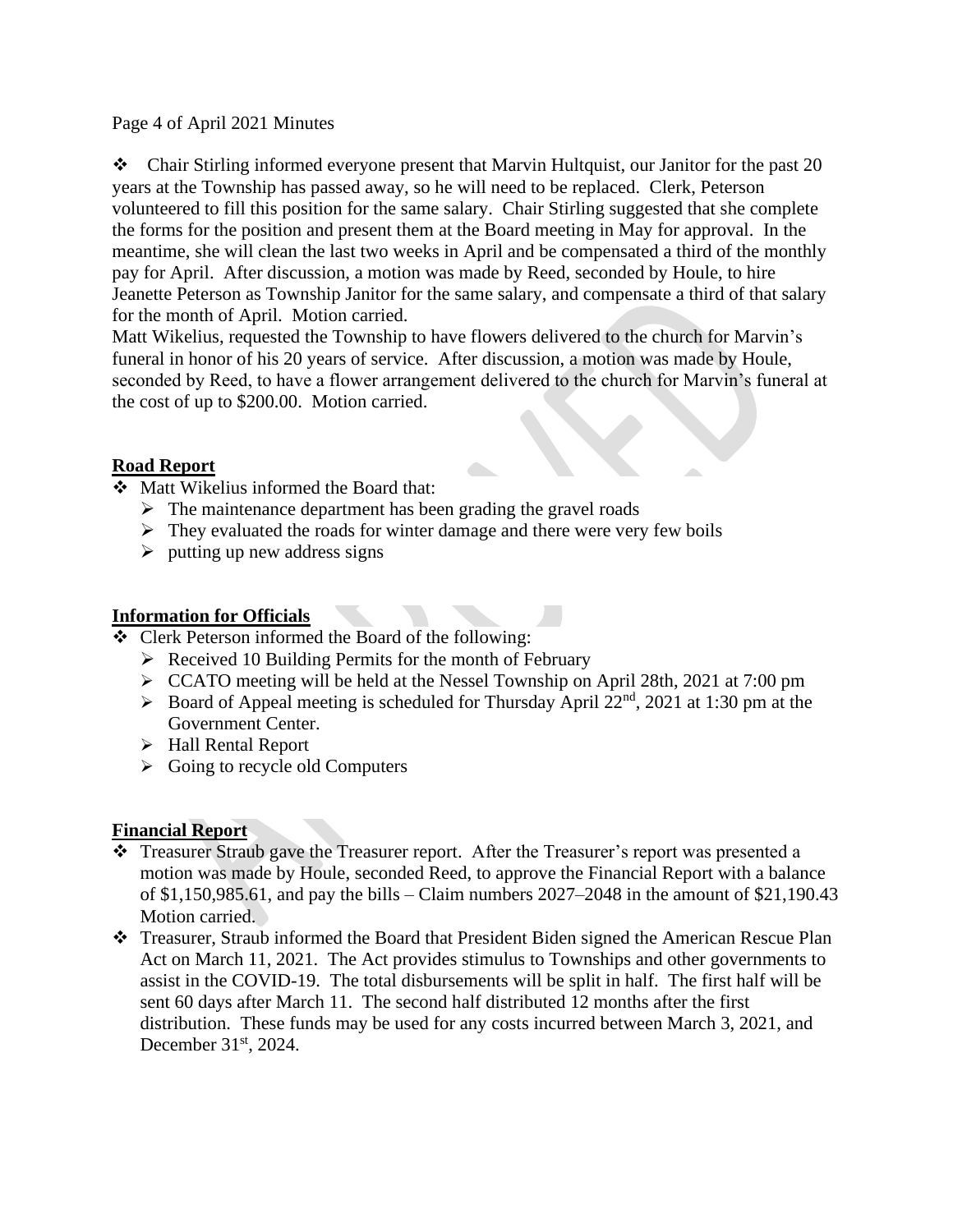Page 4 of April 2021 Minutes

- Chair Stirling informed everyone present that Marvin Hultquist, our Janitor for the past 20 years at the Township has passed away, so he will need to be replaced. Clerk, Peterson volunteered to fill this position for the same salary. Chair Stirling suggested that she complete the forms for the position and present them at the Board meeting in May for approval. In the meantime, she will clean the last two weeks in April and be compensated a third of the monthly pay for April. After discussion, a motion was made by Reed, seconded by Houle, to hire Jeanette Peterson as Township Janitor for the same salary, and compensate a third of that salary for the month of April. Motion carried.

Matt Wikelius, requested the Township to have flowers delivered to the church for Marvin's funeral in honor of his 20 years of service. After discussion, a motion was made by Houle, seconded by Reed, to have a flower arrangement delivered to the church for Marvin's funeral at the cost of up to $200.00. Motion carried.

## Road Report

- Matt Wikelius informed the Board that:
  - The maintenance department has been grading the gravel roads
  - They evaluated the roads for winter damage and there were very few boils
  - putting up new address signs

## Information for Officials

- Clerk Peterson informed the Board of the following:
  - Received 10 Building Permits for the month of February
  - CCATO meeting will be held at the Nessel Township on April 28th, 2021 at 7:00 pm
  - Board of Appeal meeting is scheduled for Thursday April 22nd, 2021 at 1:30 pm at the Government Center.
  - Hall Rental Report
  - Going to recycle old Computers

## Financial Report

- Treasurer Straub gave the Treasurer report. After the Treasurer's report was presented a motion was made by Houle, seconded Reed, to approve the Financial Report with a balance of $1,150,985.61, and pay the bills – Claim numbers 2027–2048 in the amount of $21,190.43 Motion carried.
- Treasurer, Straub informed the Board that President Biden signed the American Rescue Plan Act on March 11, 2021. The Act provides stimulus to Townships and other governments to assist in the COVID-19. The total disbursements will be split in half. The first half will be sent 60 days after March 11. The second half distributed 12 months after the first distribution. These funds may be used for any costs incurred between March 3, 2021, and December 31st, 2024.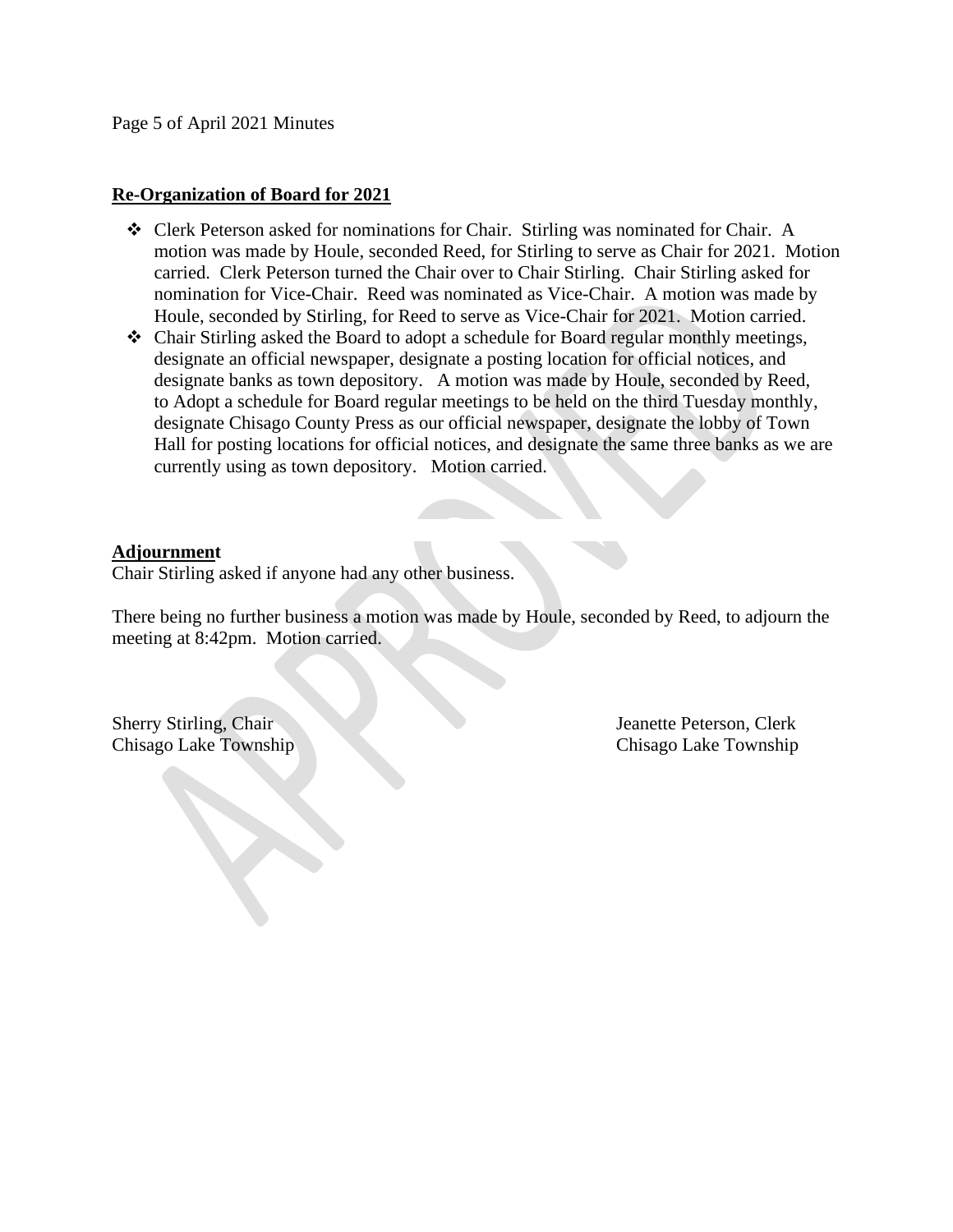**Re-Organization of Board for 2021**

- Clerk Peterson asked for nominations for Chair. Stirling was nominated for Chair. A motion was made by Houle, seconded Reed, for Stirling to serve as Chair for 2021. Motion carried. Clerk Peterson turned the Chair over to Chair Stirling. Chair Stirling asked for nomination for Vice-Chair. Reed was nominated as Vice-Chair. A motion was made by Houle, seconded by Stirling, for Reed to serve as Vice-Chair for 2021. Motion carried.
- Chair Stirling asked the Board to adopt a schedule for Board regular monthly meetings, designate an official newspaper, designate a posting location for official notices, and designate banks as town depository. A motion was made by Houle, seconded by Reed, to Adopt a schedule for Board regular meetings to be held on the third Tuesday monthly, designate Chisago County Press as our official newspaper, designate the lobby of Town Hall for posting locations for official notices, and designate the same three banks as we are currently using as town depository. Motion carried.

**Adjournment**

Chair Stirling asked if anyone had any other business.

There being no further business a motion was made by Houle, seconded by Reed, to adjourn the meeting at 8:42pm. Motion carried.

Sherry Stirling, Chair
Chisago Lake Township

Jeanette Peterson, Clerk
Chisago Lake Township